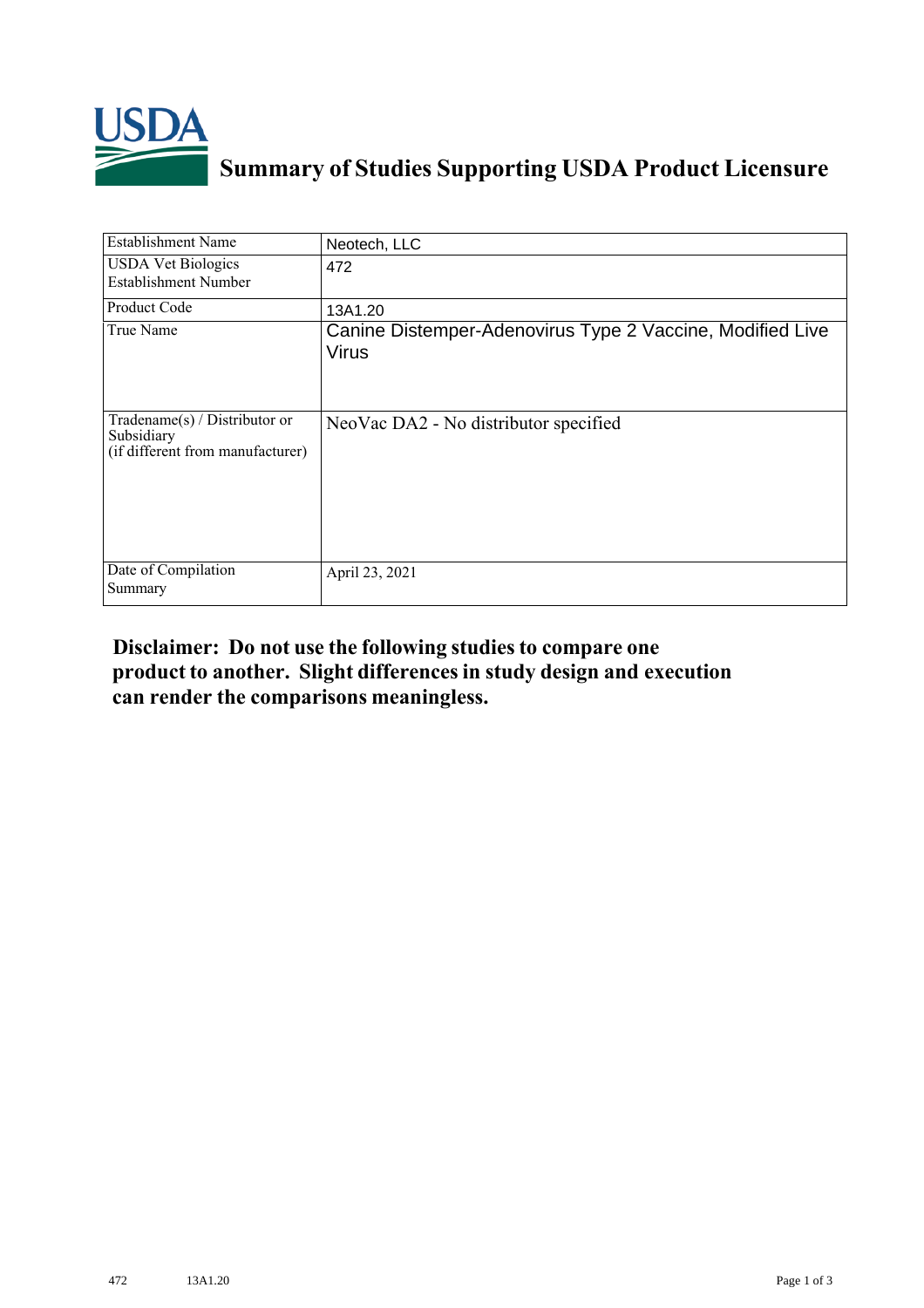# Summary of Studies Supporting USDA Product Licensure

| Establishment Name | Neotech, LLC |
|---|---|
| USDA Vet Biologics Establishment Number | 472 |
| Product Code | 13A1.20 |
| True Name | Canine Distemper-Adenovirus Type 2 Vaccine, Modified Live Virus |
| Tradename(s) / Distributor or Subsidiary (if different from manufacturer) | NeoVac DA2 - No distributor specified |
| Date of Compilation Summary | April 23, 2021 |

**Disclaimer: Do not use the following studies to compare one product to another. Slight differences in study design and execution can render the comparisons meaningless.**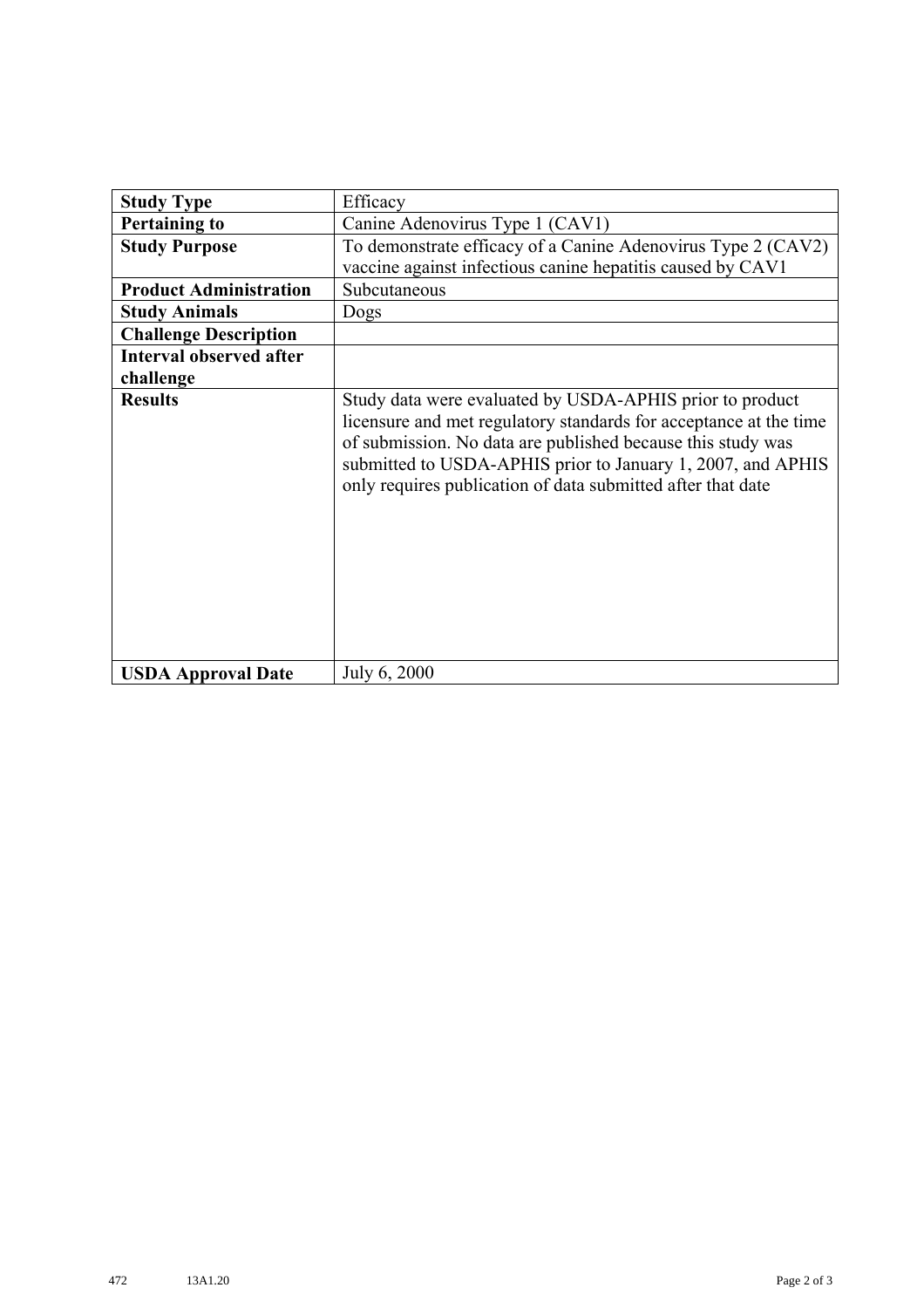| Study Type | Efficacy |
|---|---|
| **Pertaining to** | Canine Adenovirus Type 1 (CAV1) |
| **Study Purpose** | To demonstrate efficacy of a Canine Adenovirus Type 2 (CAV2) vaccine against infectious canine hepatitis caused by CAV1 |
| **Product Administration** | Subcutaneous |
| **Study Animals** | Dogs |
| **Challenge Description** | |
| **Interval observed after challenge** | |
| **Results** | Study data were evaluated by USDA-APHIS prior to product licensure and met regulatory standards for acceptance at the time of submission. No data are published because this study was submitted to USDA-APHIS prior to January 1, 2007, and APHIS only requires publication of data submitted after that date |
| **USDA Approval Date** | July 6, 2000 |

472 13A1.20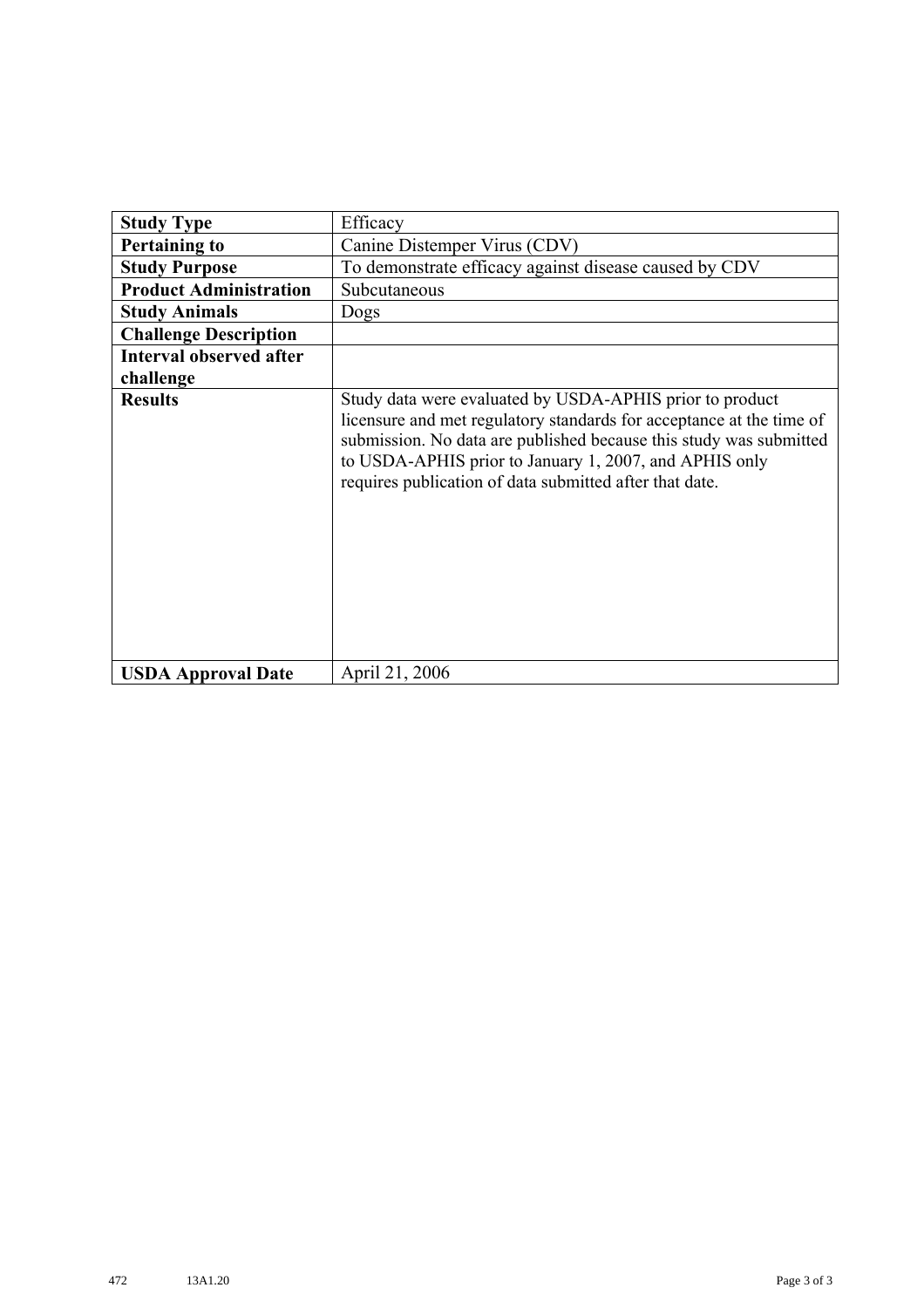| | |
|---|---|
| **Study Type** | Efficacy |
| **Pertaining to** | Canine Distemper Virus (CDV) |
| **Study Purpose** | To demonstrate efficacy against disease caused by CDV |
| **Product Administration** | Subcutaneous |
| **Study Animals** | Dogs |
| **Challenge Description** | |
| **Interval observed after challenge** | |
| **Results** | Study data were evaluated by USDA-APHIS prior to product licensure and met regulatory standards for acceptance at the time of submission. No data are published because this study was submitted to USDA-APHIS prior to January 1, 2007, and APHIS only requires publication of data submitted after that date. |
| **USDA Approval Date** | April 21, 2006 |

472 13A1.20